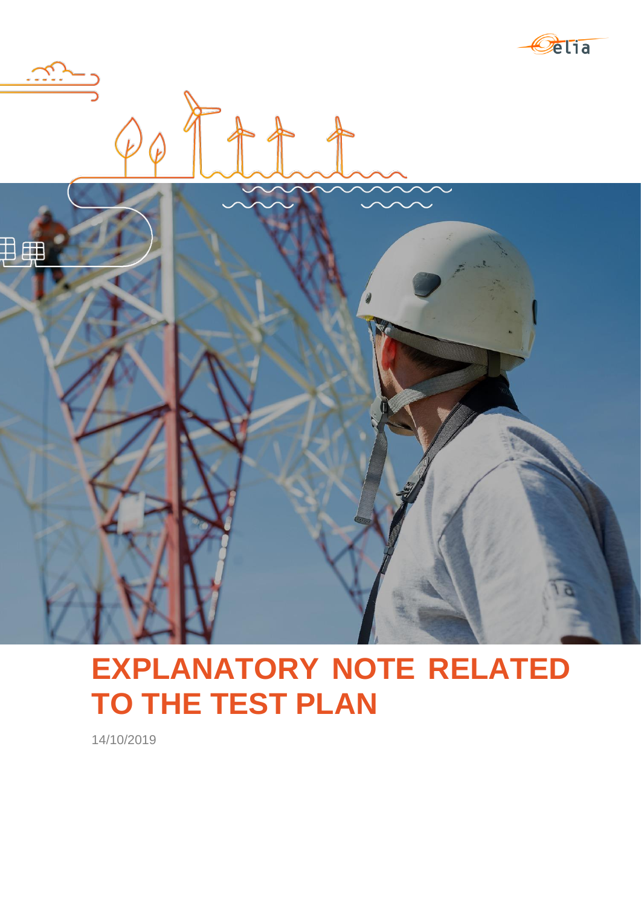# EXPLANATORY NOTE RELATED TO THE TEST PLAN

14/10/2019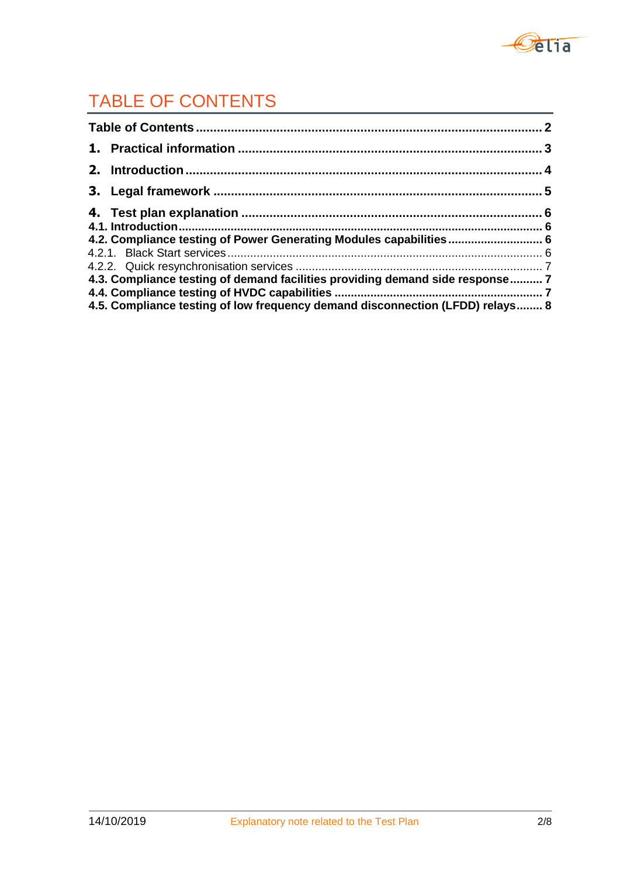# TABLE OF CONTENTS

**Table of Contents** .................................................................................................... **2**

**1. Practical information** ........................................................................................ **3**

**2. Introduction** ...................................................................................................... **4**

**3. Legal framework** ............................................................................................... **5**

**4. Test plan explanation** ....................................................................................... **6**

**4.1. Introduction** .................................................................................................... **6**

**4.2. Compliance testing of Power Generating Modules capabilities** ........................... **6**

4.2.1. Black Start services ................................................................................................ 6

4.2.2. Quick resynchronisation services ........................................................................... 7

**4.3. Compliance testing of demand facilities providing demand side response** .......... **7**

**4.4. Compliance testing of HVDC capabilities** ............................................................... **7**

**4.5. Compliance testing of low frequency demand disconnection (LFDD) relays** ........ **8**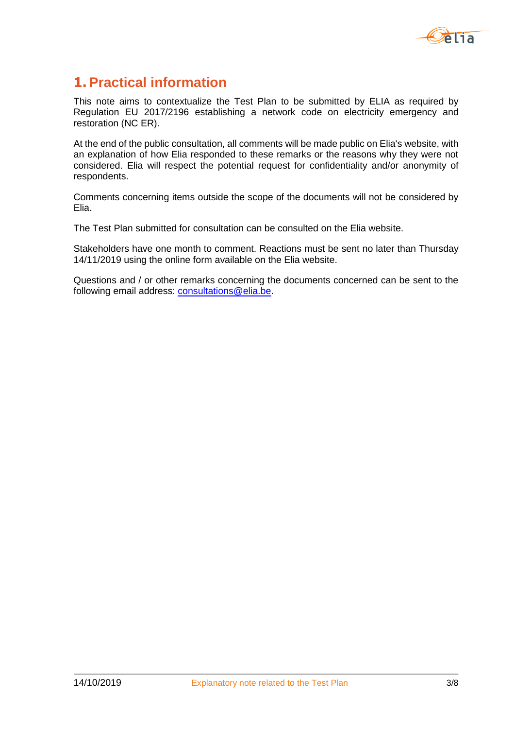# 1. Practical information

This note aims to contextualize the Test Plan to be submitted by ELIA as required by Regulation EU 2017/2196 establishing a network code on electricity emergency and restoration (NC ER).

At the end of the public consultation, all comments will be made public on Elia's website, with an explanation of how Elia responded to these remarks or the reasons why they were not considered. Elia will respect the potential request for confidentiality and/or anonymity of respondents.

Comments concerning items outside the scope of the documents will not be considered by Elia.

The Test Plan submitted for consultation can be consulted on the Elia website.

Stakeholders have one month to comment. Reactions must be sent no later than Thursday 14/11/2019 using the online form available on the Elia website.

Questions and / or other remarks concerning the documents concerned can be sent to the following email address: consultations@elia.be.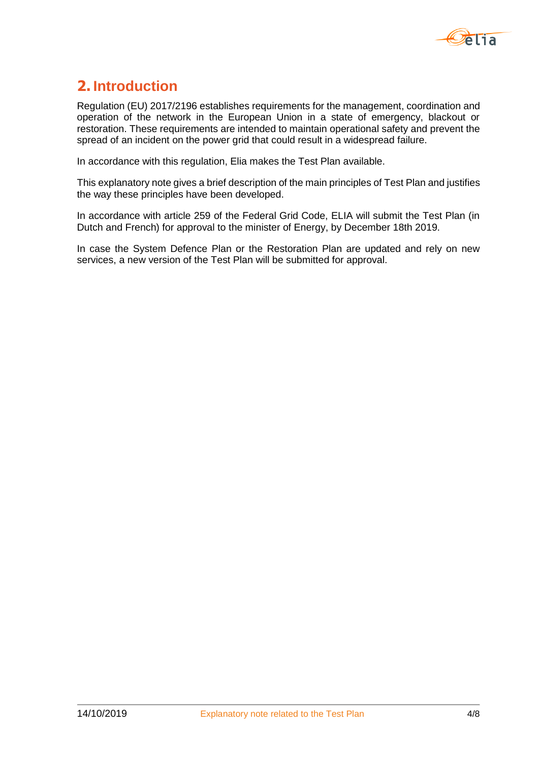# 2. Introduction

Regulation (EU) 2017/2196 establishes requirements for the management, coordination and operation of the network in the European Union in a state of emergency, blackout or restoration. These requirements are intended to maintain operational safety and prevent the spread of an incident on the power grid that could result in a widespread failure.

In accordance with this regulation, Elia makes the Test Plan available.

This explanatory note gives a brief description of the main principles of Test Plan and justifies the way these principles have been developed.

In accordance with article 259 of the Federal Grid Code, ELIA will submit the Test Plan (in Dutch and French) for approval to the minister of Energy, by December 18th 2019.

In case the System Defence Plan or the Restoration Plan are updated and rely on new services, a new version of the Test Plan will be submitted for approval.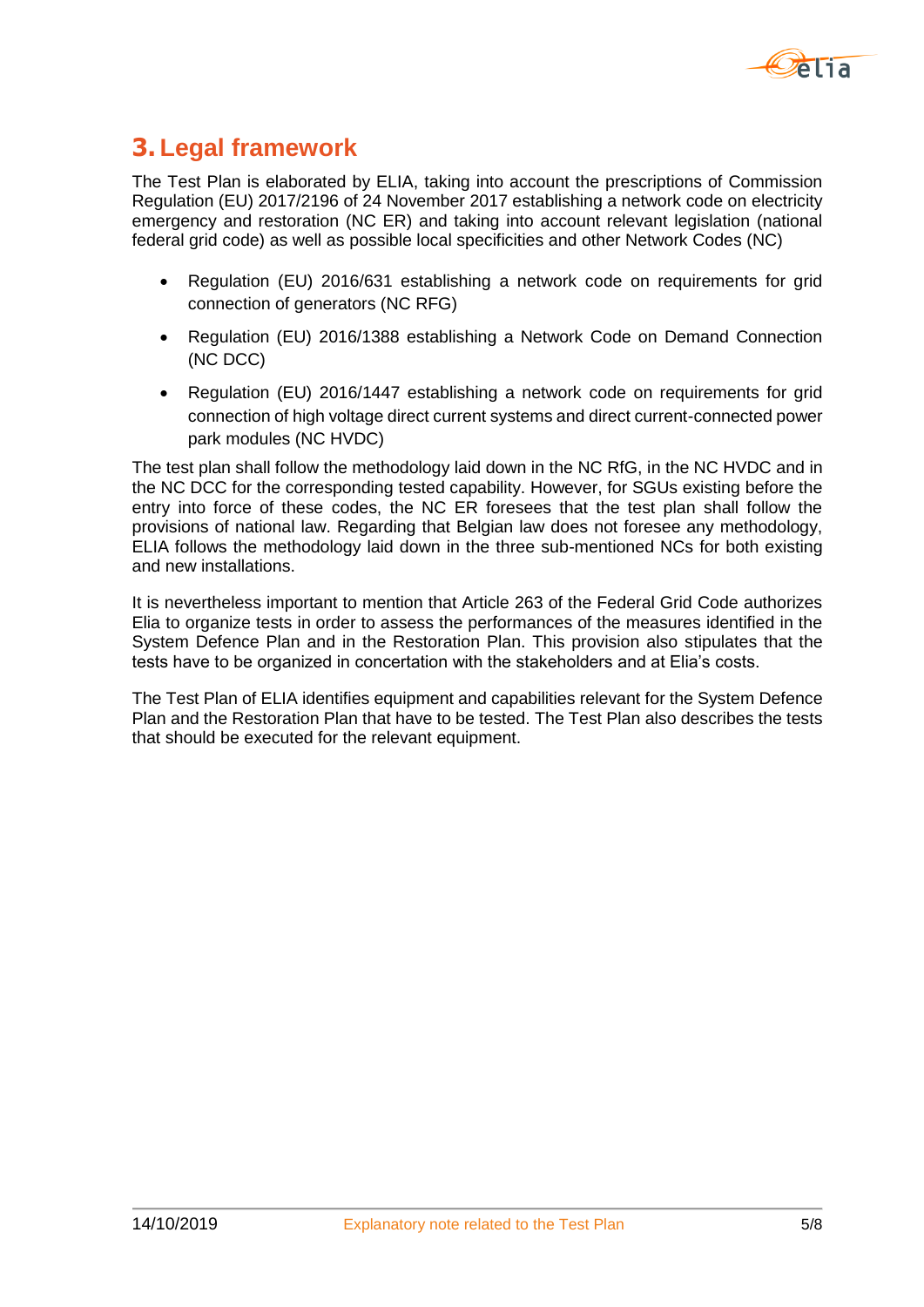# 3. Legal framework

The Test Plan is elaborated by ELIA, taking into account the prescriptions of Commission Regulation (EU) 2017/2196 of 24 November 2017 establishing a network code on electricity emergency and restoration (NC ER) and taking into account relevant legislation (national federal grid code) as well as possible local specificities and other Network Codes (NC)

- Regulation (EU) 2016/631 establishing a network code on requirements for grid connection of generators (NC RFG)
- Regulation (EU) 2016/1388 establishing a Network Code on Demand Connection (NC DCC)
- Regulation (EU) 2016/1447 establishing a network code on requirements for grid connection of high voltage direct current systems and direct current-connected power park modules (NC HVDC)

The test plan shall follow the methodology laid down in the NC RfG, in the NC HVDC and in the NC DCC for the corresponding tested capability. However, for SGUs existing before the entry into force of these codes, the NC ER foresees that the test plan shall follow the provisions of national law. Regarding that Belgian law does not foresee any methodology, ELIA follows the methodology laid down in the three sub-mentioned NCs for both existing and new installations.

It is nevertheless important to mention that Article 263 of the Federal Grid Code authorizes Elia to organize tests in order to assess the performances of the measures identified in the System Defence Plan and in the Restoration Plan. This provision also stipulates that the tests have to be organized in concertation with the stakeholders and at Elia's costs.

The Test Plan of ELIA identifies equipment and capabilities relevant for the System Defence Plan and the Restoration Plan that have to be tested. The Test Plan also describes the tests that should be executed for the relevant equipment.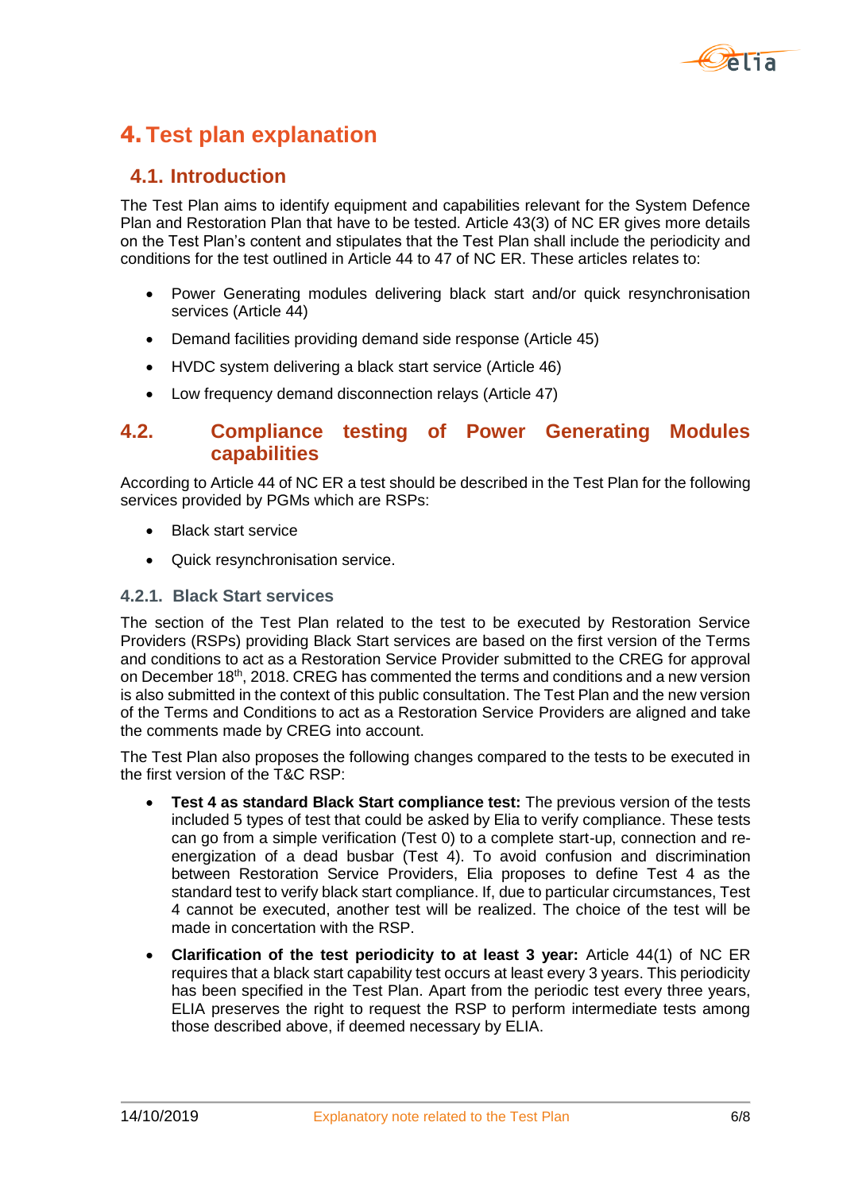# 4. Test plan explanation

## 4.1. Introduction

The Test Plan aims to identify equipment and capabilities relevant for the System Defence Plan and Restoration Plan that have to be tested. Article 43(3) of NC ER gives more details on the Test Plan's content and stipulates that the Test Plan shall include the periodicity and conditions for the test outlined in Article 44 to 47 of NC ER. These articles relates to:

- Power Generating modules delivering black start and/or quick resynchronisation services (Article 44)
- Demand facilities providing demand side response (Article 45)
- HVDC system delivering a black start service (Article 46)
- Low frequency demand disconnection relays (Article 47)

## 4.2. Compliance testing of Power Generating Modules capabilities

According to Article 44 of NC ER a test should be described in the Test Plan for the following services provided by PGMs which are RSPs:

- Black start service
- Quick resynchronisation service.

### 4.2.1. Black Start services

The section of the Test Plan related to the test to be executed by Restoration Service Providers (RSPs) providing Black Start services are based on the first version of the Terms and conditions to act as a Restoration Service Provider submitted to the CREG for approval on December 18th, 2018. CREG has commented the terms and conditions and a new version is also submitted in the context of this public consultation. The Test Plan and the new version of the Terms and Conditions to act as a Restoration Service Providers are aligned and take the comments made by CREG into account.

The Test Plan also proposes the following changes compared to the tests to be executed in the first version of the T&C RSP:

- **Test 4 as standard Black Start compliance test:** The previous version of the tests included 5 types of test that could be asked by Elia to verify compliance. These tests can go from a simple verification (Test 0) to a complete start-up, connection and re-energization of a dead busbar (Test 4). To avoid confusion and discrimination between Restoration Service Providers, Elia proposes to define Test 4 as the standard test to verify black start compliance. If, due to particular circumstances, Test 4 cannot be executed, another test will be realized. The choice of the test will be made in concertation with the RSP.
- **Clarification of the test periodicity to at least 3 year:** Article 44(1) of NC ER requires that a black start capability test occurs at least every 3 years. This periodicity has been specified in the Test Plan. Apart from the periodic test every three years, ELIA preserves the right to request the RSP to perform intermediate tests among those described above, if deemed necessary by ELIA.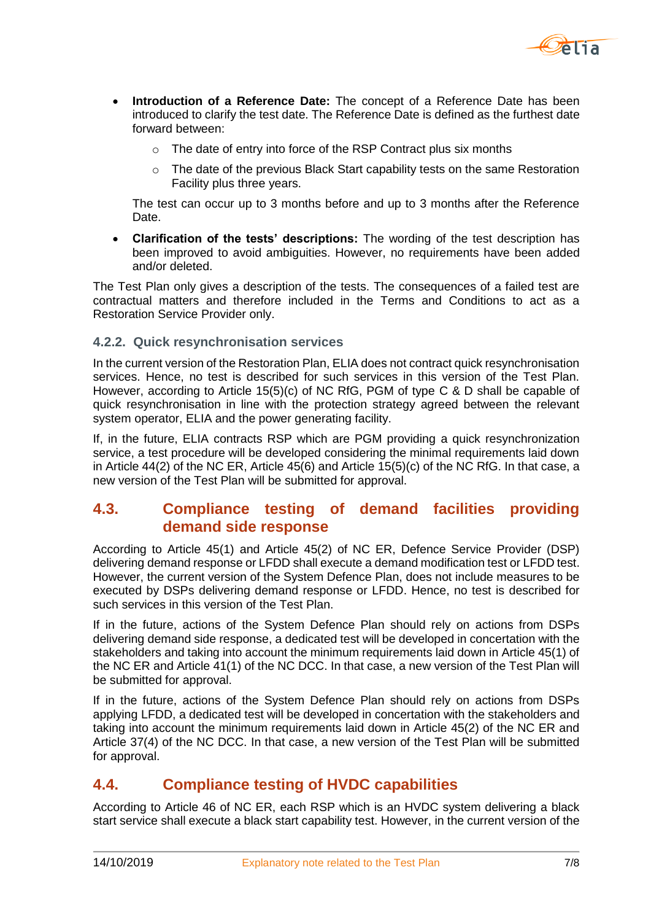- **Introduction of a Reference Date:** The concept of a Reference Date has been introduced to clarify the test date. The Reference Date is defined as the furthest date forward between:
  - The date of entry into force of the RSP Contract plus six months
  - The date of the previous Black Start capability tests on the same Restoration Facility plus three years.

  The test can occur up to 3 months before and up to 3 months after the Reference Date.

- **Clarification of the tests' descriptions:** The wording of the test description has been improved to avoid ambiguities. However, no requirements have been added and/or deleted.

The Test Plan only gives a description of the tests. The consequences of a failed test are contractual matters and therefore included in the Terms and Conditions to act as a Restoration Service Provider only.

### 4.2.2. Quick resynchronisation services

In the current version of the Restoration Plan, ELIA does not contract quick resynchronisation services. Hence, no test is described for such services in this version of the Test Plan. However, according to Article 15(5)(c) of NC RfG, PGM of type C & D shall be capable of quick resynchronisation in line with the protection strategy agreed between the relevant system operator, ELIA and the power generating facility.

If, in the future, ELIA contracts RSP which are PGM providing a quick resynchronization service, a test procedure will be developed considering the minimal requirements laid down in Article 44(2) of the NC ER, Article 45(6) and Article 15(5)(c) of the NC RfG. In that case, a new version of the Test Plan will be submitted for approval.

## 4.3. Compliance testing of demand facilities providing demand side response

According to Article 45(1) and Article 45(2) of NC ER, Defence Service Provider (DSP) delivering demand response or LFDD shall execute a demand modification test or LFDD test. However, the current version of the System Defence Plan, does not include measures to be executed by DSPs delivering demand response or LFDD. Hence, no test is described for such services in this version of the Test Plan.

If in the future, actions of the System Defence Plan should rely on actions from DSPs delivering demand side response, a dedicated test will be developed in concertation with the stakeholders and taking into account the minimum requirements laid down in Article 45(1) of the NC ER and Article 41(1) of the NC DCC. In that case, a new version of the Test Plan will be submitted for approval.

If in the future, actions of the System Defence Plan should rely on actions from DSPs applying LFDD, a dedicated test will be developed in concertation with the stakeholders and taking into account the minimum requirements laid down in Article 45(2) of the NC ER and Article 37(4) of the NC DCC. In that case, a new version of the Test Plan will be submitted for approval.

## 4.4. Compliance testing of HVDC capabilities

According to Article 46 of NC ER, each RSP which is an HVDC system delivering a black start service shall execute a black start capability test. However, in the current version of the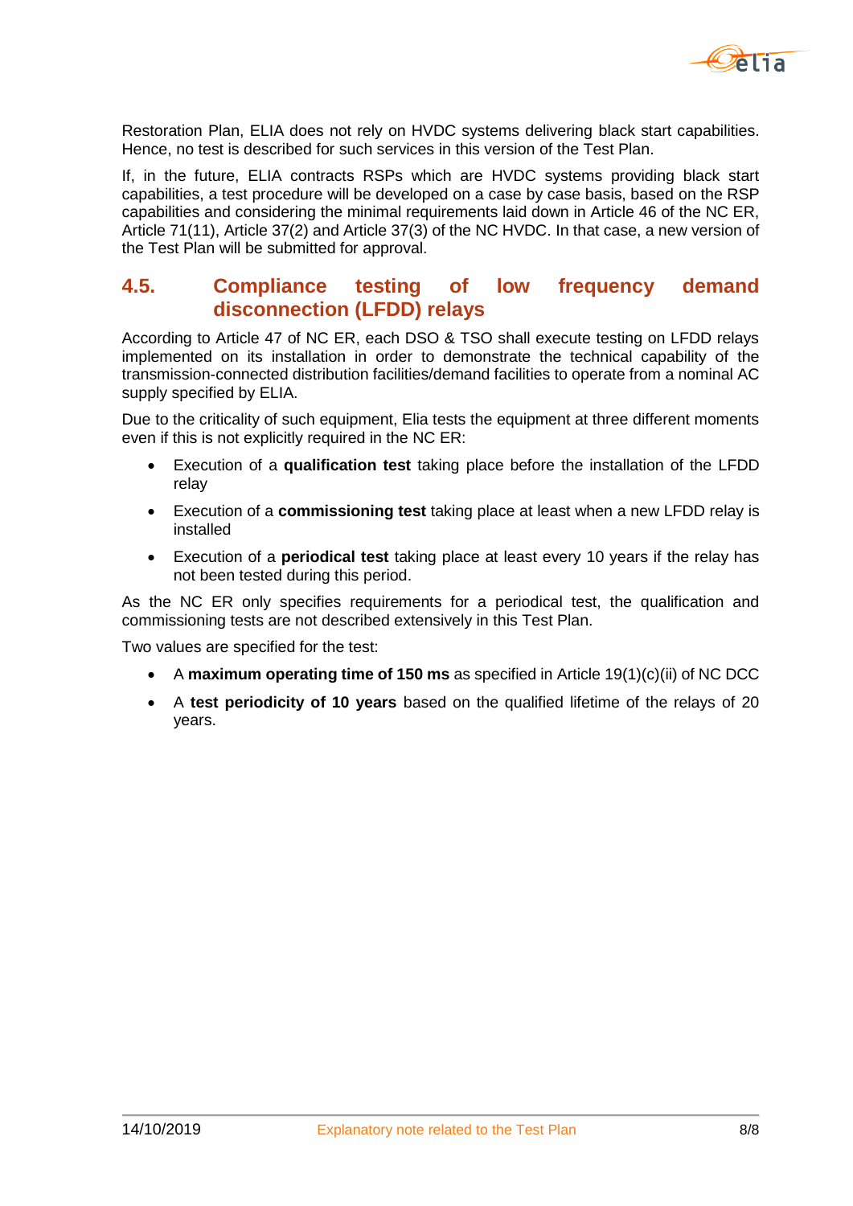Restoration Plan, ELIA does not rely on HVDC systems delivering black start capabilities. Hence, no test is described for such services in this version of the Test Plan.

If, in the future, ELIA contracts RSPs which are HVDC systems providing black start capabilities, a test procedure will be developed on a case by case basis, based on the RSP capabilities and considering the minimal requirements laid down in Article 46 of the NC ER, Article 71(11), Article 37(2) and Article 37(3) of the NC HVDC. In that case, a new version of the Test Plan will be submitted for approval.

## 4.5. Compliance testing of low frequency demand disconnection (LFDD) relays

According to Article 47 of NC ER, each DSO & TSO shall execute testing on LFDD relays implemented on its installation in order to demonstrate the technical capability of the transmission-connected distribution facilities/demand facilities to operate from a nominal AC supply specified by ELIA.

Due to the criticality of such equipment, Elia tests the equipment at three different moments even if this is not explicitly required in the NC ER:

- Execution of a **qualification test** taking place before the installation of the LFDD relay
- Execution of a **commissioning test** taking place at least when a new LFDD relay is installed
- Execution of a **periodical test** taking place at least every 10 years if the relay has not been tested during this period.

As the NC ER only specifies requirements for a periodical test, the qualification and commissioning tests are not described extensively in this Test Plan.

Two values are specified for the test:

- A **maximum operating time of 150 ms** as specified in Article 19(1)(c)(ii) of NC DCC
- A **test periodicity of 10 years** based on the qualified lifetime of the relays of 20 years.